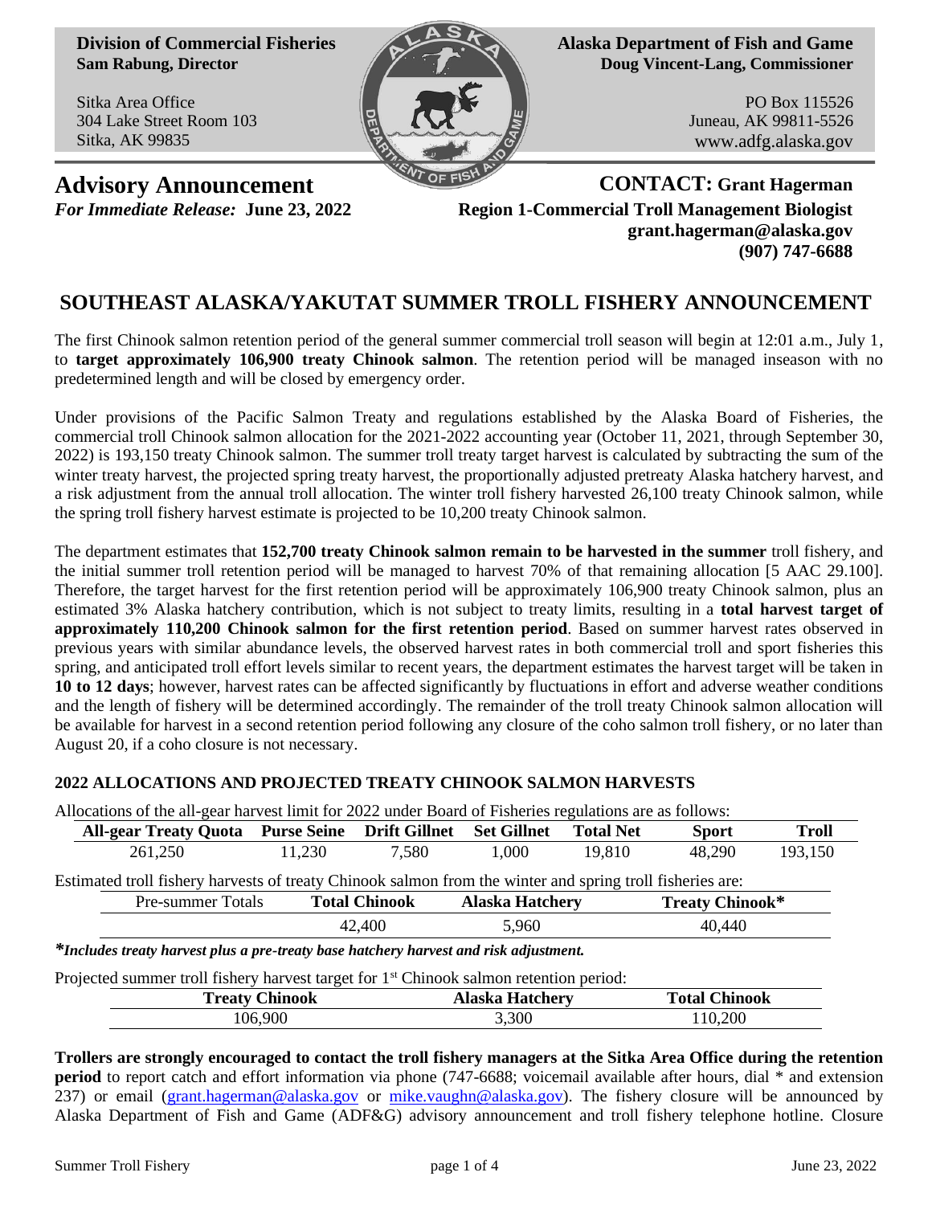**Division of Commercial Fisheries**
**Sam Rabung, Director**

Sitka Area Office
304 Lake Street Room 103
Sitka, AK 99835

**Alaska Department of Fish and Game**
**Doug Vincent-Lang, Commissioner**

PO Box 115526
Juneau, AK 99811-5526
www.adfg.alaska.gov

## Advisory Announcement

***For Immediate Release:* June 23, 2022**

**CONTACT: Grant Hagerman**
**Region 1-Commercial Troll Management Biologist**
**grant.hagerman@alaska.gov**
**(907) 747-6688**

# SOUTHEAST ALASKA/YAKUTAT SUMMER TROLL FISHERY ANNOUNCEMENT

The first Chinook salmon retention period of the general summer commercial troll season will begin at 12:01 a.m., July 1, to **target approximately 106,900 treaty Chinook salmon**. The retention period will be managed inseason with no predetermined length and will be closed by emergency order.

Under provisions of the Pacific Salmon Treaty and regulations established by the Alaska Board of Fisheries, the commercial troll Chinook salmon allocation for the 2021-2022 accounting year (October 11, 2021, through September 30, 2022) is 193,150 treaty Chinook salmon. The summer troll treaty target harvest is calculated by subtracting the sum of the winter treaty harvest, the projected spring treaty harvest, the proportionally adjusted pretreaty Alaska hatchery harvest, and a risk adjustment from the annual troll allocation. The winter troll fishery harvested 26,100 treaty Chinook salmon, while the spring troll fishery harvest estimate is projected to be 10,200 treaty Chinook salmon.

The department estimates that **152,700 treaty Chinook salmon remain to be harvested in the summer** troll fishery, and the initial summer troll retention period will be managed to harvest 70% of that remaining allocation [5 AAC 29.100]. Therefore, the target harvest for the first retention period will be approximately 106,900 treaty Chinook salmon, plus an estimated 3% Alaska hatchery contribution, which is not subject to treaty limits, resulting in a **total harvest target of approximately 110,200 Chinook salmon for the first retention period**. Based on summer harvest rates observed in previous years with similar abundance levels, the observed harvest rates in both commercial troll and sport fisheries this spring, and anticipated troll effort levels similar to recent years, the department estimates the harvest target will be taken in **10 to 12 days**; however, harvest rates can be affected significantly by fluctuations in effort and adverse weather conditions and the length of fishery will be determined accordingly. The remainder of the troll treaty Chinook salmon allocation will be available for harvest in a second retention period following any closure of the coho salmon troll fishery, or no later than August 20, if a coho closure is not necessary.

### 2022 ALLOCATIONS AND PROJECTED TREATY CHINOOK SALMON HARVESTS

Allocations of the all-gear harvest limit for 2022 under Board of Fisheries regulations are as follows:

| All-gear Treaty Quota | Purse Seine | Drift Gillnet | Set Gillnet | Total Net | Sport | Troll |
|---|---|---|---|---|---|---|
| 261,250 | 11,230 | 7,580 | 1,000 | 19,810 | 48,290 | 193,150 |

Estimated troll fishery harvests of treaty Chinook salmon from the winter and spring troll fisheries are:

| Pre-summer Totals | Total Chinook | Alaska Hatchery | Treaty Chinook* |
|---|---|---|---|
| | 42,400 | 5,960 | 40,440 |

***Includes treaty harvest plus a pre-treaty base hatchery harvest and risk adjustment.***

Projected summer troll fishery harvest target for 1st Chinook salmon retention period:

| Treaty Chinook | Alaska Hatchery | Total Chinook |
|---|---|---|
| 106,900 | 3,300 | 110,200 |

**Trollers are strongly encouraged to contact the troll fishery managers at the Sitka Area Office during the retention period** to report catch and effort information via phone (747-6688; voicemail available after hours, dial * and extension 237) or email (grant.hagerman@alaska.gov or mike.vaughn@alaska.gov). The fishery closure will be announced by Alaska Department of Fish and Game (ADF&G) advisory announcement and troll fishery telephone hotline. Closure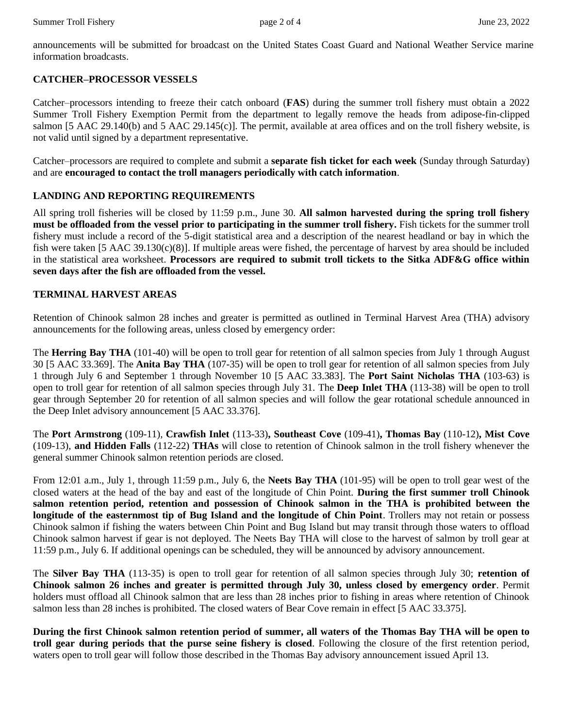announcements will be submitted for broadcast on the United States Coast Guard and National Weather Service marine information broadcasts.

## CATCHER–PROCESSOR VESSELS

Catcher–processors intending to freeze their catch onboard (**FAS**) during the summer troll fishery must obtain a 2022 Summer Troll Fishery Exemption Permit from the department to legally remove the heads from adipose-fin-clipped salmon [5 AAC 29.140(b) and 5 AAC 29.145(c)]. The permit, available at area offices and on the troll fishery website, is not valid until signed by a department representative.

Catcher–processors are required to complete and submit a **separate fish ticket for each week** (Sunday through Saturday) and are **encouraged to contact the troll managers periodically with catch information**.

## LANDING AND REPORTING REQUIREMENTS

All spring troll fisheries will be closed by 11:59 p.m., June 30. **All salmon harvested during the spring troll fishery must be offloaded from the vessel prior to participating in the summer troll fishery.** Fish tickets for the summer troll fishery must include a record of the 5-digit statistical area and a description of the nearest headland or bay in which the fish were taken [5 AAC 39.130(c)(8)]. If multiple areas were fished, the percentage of harvest by area should be included in the statistical area worksheet. **Processors are required to submit troll tickets to the Sitka ADF&G office within seven days after the fish are offloaded from the vessel.**

## TERMINAL HARVEST AREAS

Retention of Chinook salmon 28 inches and greater is permitted as outlined in Terminal Harvest Area (THA) advisory announcements for the following areas, unless closed by emergency order:

The **Herring Bay THA** (101-40) will be open to troll gear for retention of all salmon species from July 1 through August 30 [5 AAC 33.369]. The **Anita Bay THA** (107-35) will be open to troll gear for retention of all salmon species from July 1 through July 6 and September 1 through November 10 [5 AAC 33.383]. The **Port Saint Nicholas THA** (103-63) is open to troll gear for retention of all salmon species through July 31. The **Deep Inlet THA** (113-38) will be open to troll gear through September 20 for retention of all salmon species and will follow the gear rotational schedule announced in the Deep Inlet advisory announcement [5 AAC 33.376].

The **Port Armstrong** (109-11), **Crawfish Inlet** (113-33)**, Southeast Cove** (109-41)**, Thomas Bay** (110-12)**, Mist Cove** (109-13), **and Hidden Falls** (112-22) **THAs** will close to retention of Chinook salmon in the troll fishery whenever the general summer Chinook salmon retention periods are closed.

From 12:01 a.m., July 1, through 11:59 p.m., July 6, the **Neets Bay THA** (101-95) will be open to troll gear west of the closed waters at the head of the bay and east of the longitude of Chin Point. **During the first summer troll Chinook salmon retention period, retention and possession of Chinook salmon in the THA is prohibited between the longitude of the easternmost tip of Bug Island and the longitude of Chin Point**. Trollers may not retain or possess Chinook salmon if fishing the waters between Chin Point and Bug Island but may transit through those waters to offload Chinook salmon harvest if gear is not deployed. The Neets Bay THA will close to the harvest of salmon by troll gear at 11:59 p.m., July 6. If additional openings can be scheduled, they will be announced by advisory announcement.

The **Silver Bay THA** (113-35) is open to troll gear for retention of all salmon species through July 30; **retention of Chinook salmon 26 inches and greater is permitted through July 30, unless closed by emergency order**. Permit holders must offload all Chinook salmon that are less than 28 inches prior to fishing in areas where retention of Chinook salmon less than 28 inches is prohibited. The closed waters of Bear Cove remain in effect [5 AAC 33.375].

**During the first Chinook salmon retention period of summer, all waters of the Thomas Bay THA will be open to troll gear during periods that the purse seine fishery is closed**. Following the closure of the first retention period, waters open to troll gear will follow those described in the Thomas Bay advisory announcement issued April 13.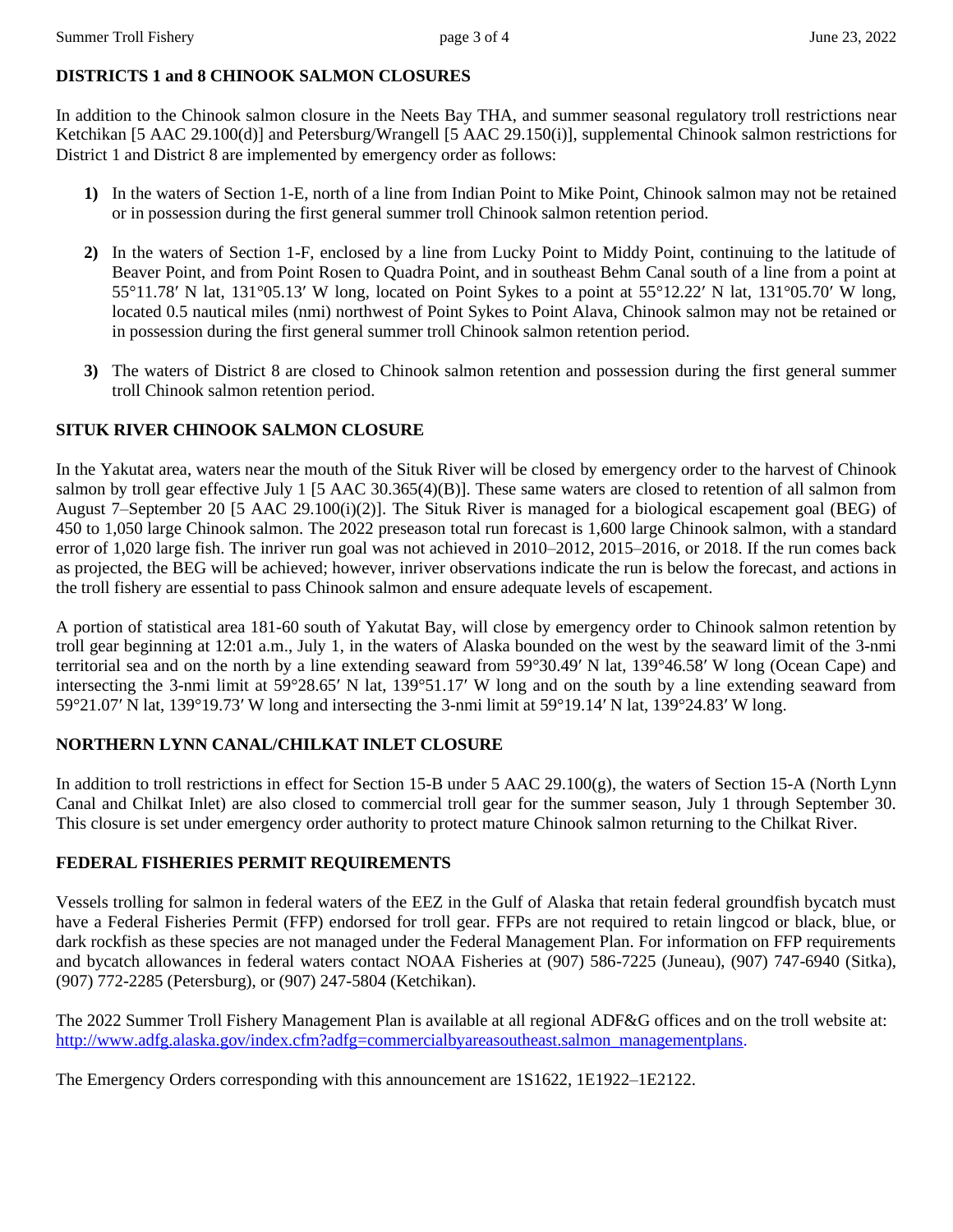## DISTRICTS 1 and 8 CHINOOK SALMON CLOSURES

In addition to the Chinook salmon closure in the Neets Bay THA, and summer seasonal regulatory troll restrictions near Ketchikan [5 AAC 29.100(d)] and Petersburg/Wrangell [5 AAC 29.150(i)], supplemental Chinook salmon restrictions for District 1 and District 8 are implemented by emergency order as follows:

1) In the waters of Section 1-E, north of a line from Indian Point to Mike Point, Chinook salmon may not be retained or in possession during the first general summer troll Chinook salmon retention period.

2) In the waters of Section 1-F, enclosed by a line from Lucky Point to Middy Point, continuing to the latitude of Beaver Point, and from Point Rosen to Quadra Point, and in southeast Behm Canal south of a line from a point at 55°11.78′ N lat, 131°05.13′ W long, located on Point Sykes to a point at 55°12.22′ N lat, 131°05.70′ W long, located 0.5 nautical miles (nmi) northwest of Point Sykes to Point Alava, Chinook salmon may not be retained or in possession during the first general summer troll Chinook salmon retention period.

3) The waters of District 8 are closed to Chinook salmon retention and possession during the first general summer troll Chinook salmon retention period.

## SITUK RIVER CHINOOK SALMON CLOSURE

In the Yakutat area, waters near the mouth of the Situk River will be closed by emergency order to the harvest of Chinook salmon by troll gear effective July 1 [5 AAC 30.365(4)(B)]. These same waters are closed to retention of all salmon from August 7–September 20 [5 AAC 29.100(i)(2)]. The Situk River is managed for a biological escapement goal (BEG) of 450 to 1,050 large Chinook salmon. The 2022 preseason total run forecast is 1,600 large Chinook salmon, with a standard error of 1,020 large fish. The inriver run goal was not achieved in 2010–2012, 2015–2016, or 2018. If the run comes back as projected, the BEG will be achieved; however, inriver observations indicate the run is below the forecast, and actions in the troll fishery are essential to pass Chinook salmon and ensure adequate levels of escapement.

A portion of statistical area 181-60 south of Yakutat Bay, will close by emergency order to Chinook salmon retention by troll gear beginning at 12:01 a.m., July 1, in the waters of Alaska bounded on the west by the seaward limit of the 3-nmi territorial sea and on the north by a line extending seaward from 59°30.49′ N lat, 139°46.58′ W long (Ocean Cape) and intersecting the 3-nmi limit at 59°28.65′ N lat, 139°51.17′ W long and on the south by a line extending seaward from 59°21.07′ N lat, 139°19.73′ W long and intersecting the 3-nmi limit at 59°19.14′ N lat, 139°24.83′ W long.

## NORTHERN LYNN CANAL/CHILKAT INLET CLOSURE

In addition to troll restrictions in effect for Section 15-B under 5 AAC 29.100(g), the waters of Section 15-A (North Lynn Canal and Chilkat Inlet) are also closed to commercial troll gear for the summer season, July 1 through September 30. This closure is set under emergency order authority to protect mature Chinook salmon returning to the Chilkat River.

## FEDERAL FISHERIES PERMIT REQUIREMENTS

Vessels trolling for salmon in federal waters of the EEZ in the Gulf of Alaska that retain federal groundfish bycatch must have a Federal Fisheries Permit (FFP) endorsed for troll gear. FFPs are not required to retain lingcod or black, blue, or dark rockfish as these species are not managed under the Federal Management Plan. For information on FFP requirements and bycatch allowances in federal waters contact NOAA Fisheries at (907) 586-7225 (Juneau), (907) 747-6940 (Sitka), (907) 772-2285 (Petersburg), or (907) 247-5804 (Ketchikan).

The 2022 Summer Troll Fishery Management Plan is available at all regional ADF&G offices and on the troll website at: [http://www.adfg.alaska.gov/index.cfm?adfg=commercialbyareasoutheast.salmon_managementplans](http://www.adfg.alaska.gov/index.cfm?adfg=commercialbyareasoutheast.salmon_managementplans).

The Emergency Orders corresponding with this announcement are 1S1622, 1E1922–1E2122.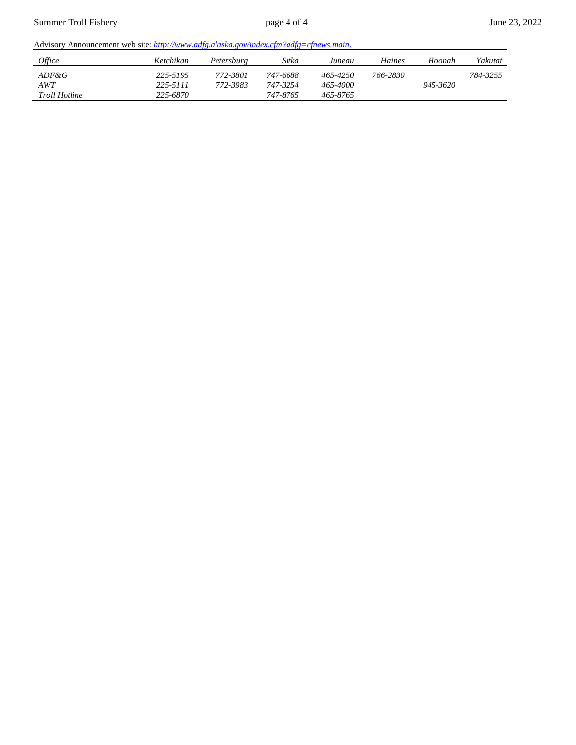Advisory Announcement web site: *http://www.adfg.alaska.gov/index.cfm?adfg=cfnews.main*.

| *Office* | *Ketchikan* | *Petersburg* | *Sitka* | *Juneau* | *Haines* | *Hoonah* | *Yakutat* |
|---|---|---|---|---|---|---|---|
| *ADF&G* | *225-5195* | *772-3801* | *747-6688* | *465-4250* | *766-2830* | | *784-3255* |
| *AWT* | *225-5111* | *772-3983* | *747-3254* | *465-4000* | | *945-3620* | |
| *Troll Hotline* | *225-6870* | | *747-8765* | *465-8765* | | | |